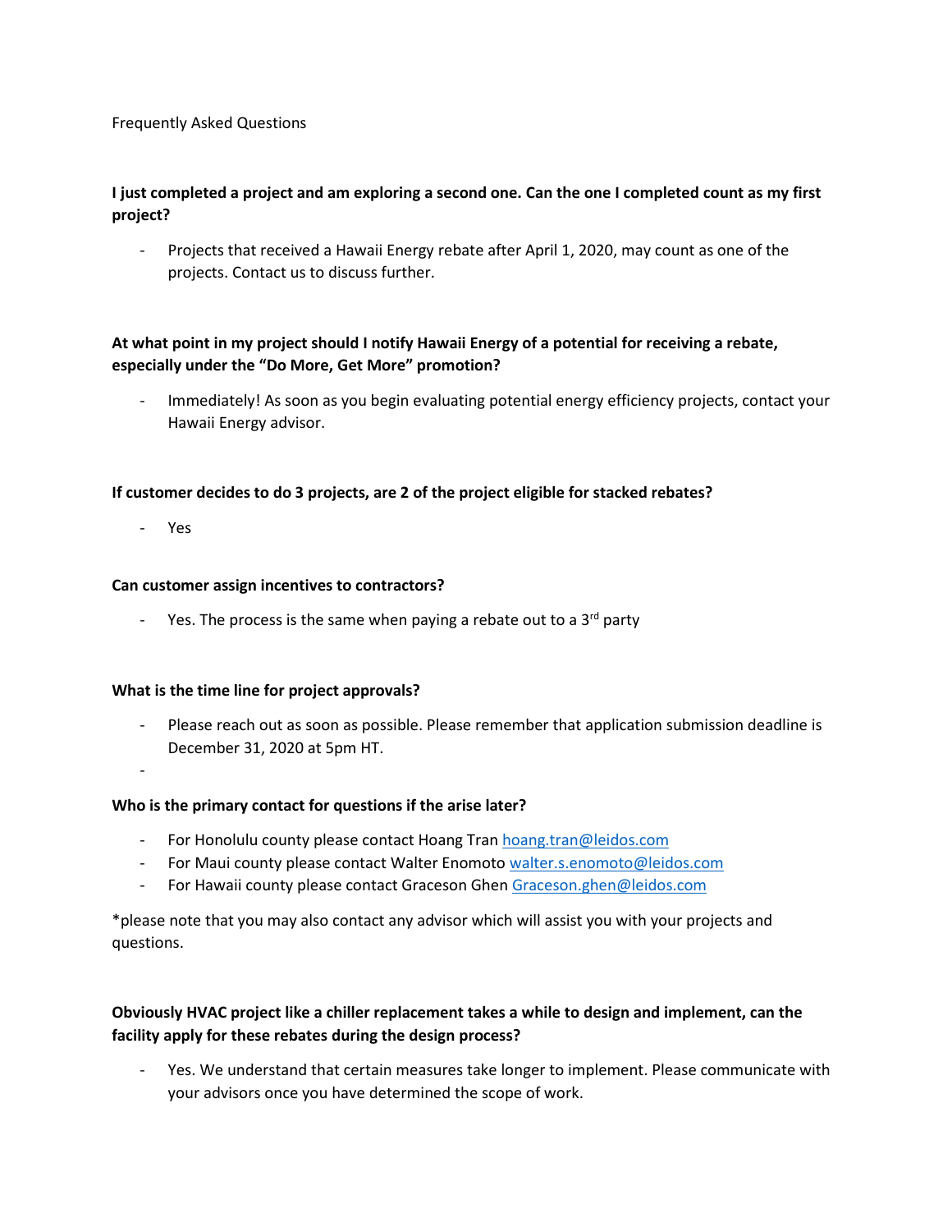Frequently Asked Questions

**I just completed a project and am exploring a second one. Can the one I completed count as my first project?**

- Projects that received a Hawaii Energy rebate after April 1, 2020, may count as one of the projects. Contact us to discuss further.

**At what point in my project should I notify Hawaii Energy of a potential for receiving a rebate, especially under the "Do More, Get More" promotion?**

- Immediately! As soon as you begin evaluating potential energy efficiency projects, contact your Hawaii Energy advisor.

**If customer decides to do 3 projects, are 2 of the project eligible for stacked rebates?**

- Yes

**Can customer assign incentives to contractors?**

- Yes. The process is the same when paying a rebate out to a 3rd party

**What is the time line for project approvals?**

- Please reach out as soon as possible. Please remember that application submission deadline is December 31, 2020 at 5pm HT.
-

**Who is the primary contact for questions if the arise later?**

- For Honolulu county please contact Hoang Tran hoang.tran@leidos.com
- For Maui county please contact Walter Enomoto walter.s.enomoto@leidos.com
- For Hawaii county please contact Graceson Ghen Graceson.ghen@leidos.com

*please note that you may also contact any advisor which will assist you with your projects and questions.

**Obviously HVAC project like a chiller replacement takes a while to design and implement, can the facility apply for these rebates during the design process?**

- Yes. We understand that certain measures take longer to implement. Please communicate with your advisors once you have determined the scope of work.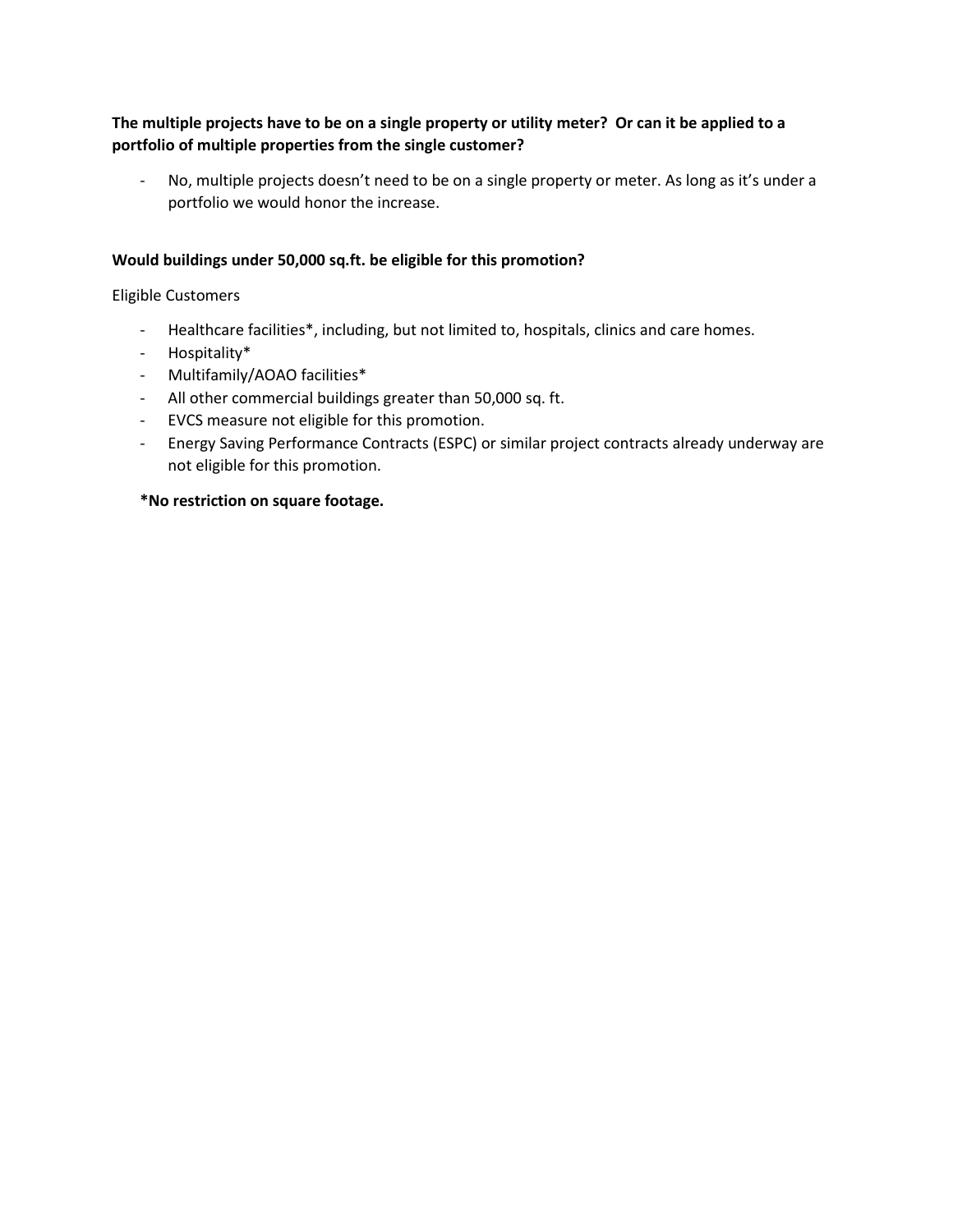**The multiple projects have to be on a single property or utility meter? Or can it be applied to a portfolio of multiple properties from the single customer?**

- No, multiple projects doesn't need to be on a single property or meter. As long as it's under a portfolio we would honor the increase.

**Would buildings under 50,000 sq.ft. be eligible for this promotion?**

Eligible Customers

- Healthcare facilities*, including, but not limited to, hospitals, clinics and care homes.
- Hospitality*
- Multifamily/AOAO facilities*
- All other commercial buildings greater than 50,000 sq. ft.
- EVCS measure not eligible for this promotion.
- Energy Saving Performance Contracts (ESPC) or similar project contracts already underway are not eligible for this promotion.

**\*No restriction on square footage.**